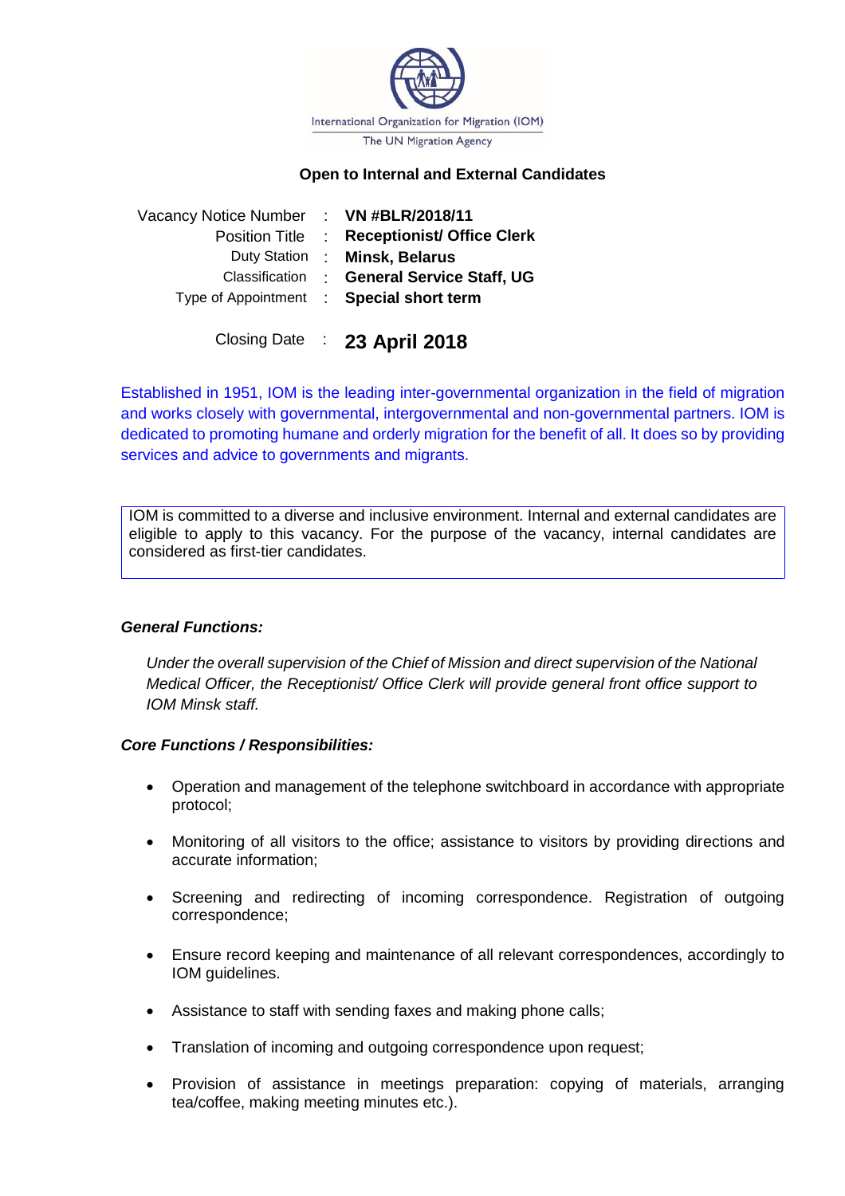International Organization for Migration (IOM)
The UN Migration Agency

**Open to Internal and External Candidates**

| | | |
|---|---|---|
| Vacancy Notice Number | : | **VN #BLR/2018/11** |
| Position Title | : | **Receptionist/ Office Clerk** |
| Duty Station | : | **Minsk, Belarus** |
| Classification | : | **General Service Staff, UG** |
| Type of Appointment | : | **Special short term** |
| Closing Date | : | **23 April 2018** |

Established in 1951, IOM is the leading inter-governmental organization in the field of migration and works closely with governmental, intergovernmental and non-governmental partners. IOM is dedicated to promoting humane and orderly migration for the benefit of all. It does so by providing services and advice to governments and migrants.

IOM is committed to a diverse and inclusive environment. Internal and external candidates are eligible to apply to this vacancy. For the purpose of the vacancy, internal candidates are considered as first-tier candidates.

***General Functions:***

*Under the overall supervision of the Chief of Mission and direct supervision of the National Medical Officer, the Receptionist/ Office Clerk will provide general front office support to IOM Minsk staff.*

***Core Functions / Responsibilities:***

- Operation and management of the telephone switchboard in accordance with appropriate protocol;
- Monitoring of all visitors to the office; assistance to visitors by providing directions and accurate information;
- Screening and redirecting of incoming correspondence. Registration of outgoing correspondence;
- Ensure record keeping and maintenance of all relevant correspondences, accordingly to IOM guidelines.
- Assistance to staff with sending faxes and making phone calls;
- Translation of incoming and outgoing correspondence upon request;
- Provision of assistance in meetings preparation: copying of materials, arranging tea/coffee, making meeting minutes etc.).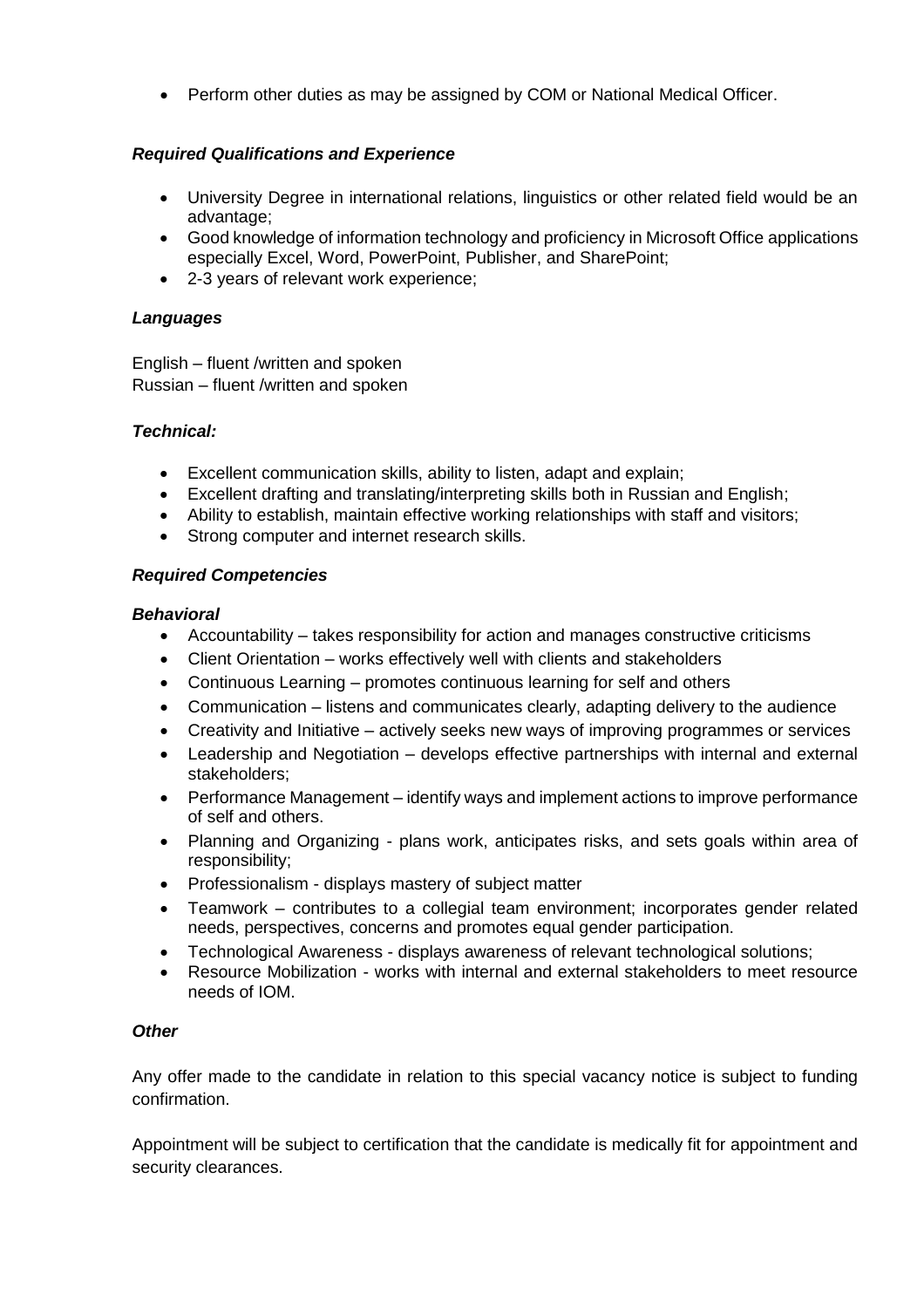- Perform other duties as may be assigned by COM or National Medical Officer.

### *Required Qualifications and Experience*

- University Degree in international relations, linguistics or other related field would be an advantage;
- Good knowledge of information technology and proficiency in Microsoft Office applications especially Excel, Word, PowerPoint, Publisher, and SharePoint;
- 2-3 years of relevant work experience;

### *Languages*

English – fluent /written and spoken
Russian – fluent /written and spoken

### *Technical:*

- Excellent communication skills, ability to listen, adapt and explain;
- Excellent drafting and translating/interpreting skills both in Russian and English;
- Ability to establish, maintain effective working relationships with staff and visitors;
- Strong computer and internet research skills.

### *Required Competencies*

#### *Behavioral*

- Accountability – takes responsibility for action and manages constructive criticisms
- Client Orientation – works effectively well with clients and stakeholders
- Continuous Learning – promotes continuous learning for self and others
- Communication – listens and communicates clearly, adapting delivery to the audience
- Creativity and Initiative – actively seeks new ways of improving programmes or services
- Leadership and Negotiation – develops effective partnerships with internal and external stakeholders;
- Performance Management – identify ways and implement actions to improve performance of self and others.
- Planning and Organizing - plans work, anticipates risks, and sets goals within area of responsibility;
- Professionalism - displays mastery of subject matter
- Teamwork – contributes to a collegial team environment; incorporates gender related needs, perspectives, concerns and promotes equal gender participation.
- Technological Awareness - displays awareness of relevant technological solutions;
- Resource Mobilization - works with internal and external stakeholders to meet resource needs of IOM.

### *Other*

Any offer made to the candidate in relation to this special vacancy notice is subject to funding confirmation.

Appointment will be subject to certification that the candidate is medically fit for appointment and security clearances.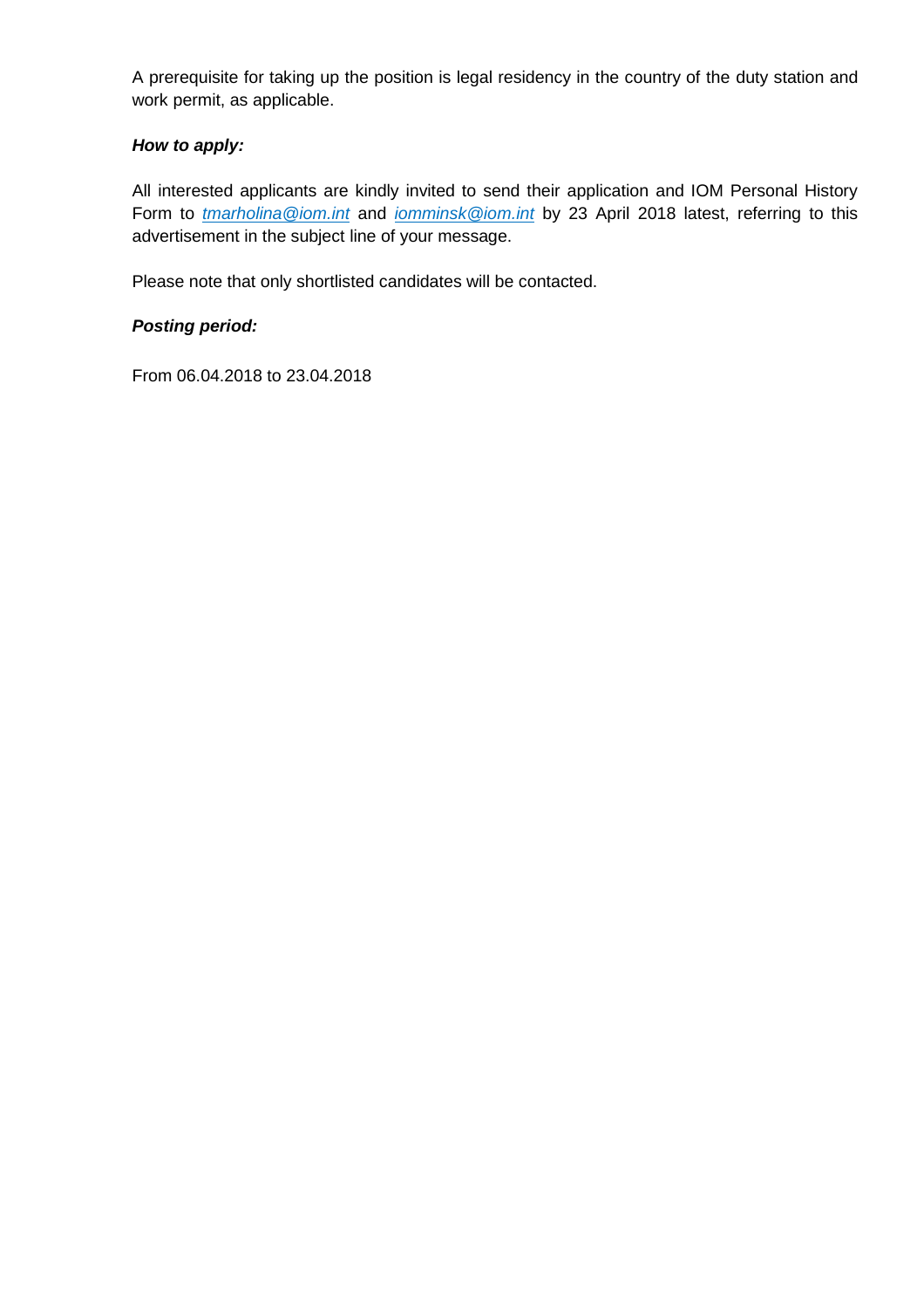A prerequisite for taking up the position is legal residency in the country of the duty station and work permit, as applicable.

***How to apply:***

All interested applicants are kindly invited to send their application and IOM Personal History Form to *tmarholina@iom.int* and *iomminsk@iom.int* by 23 April 2018 latest, referring to this advertisement in the subject line of your message.

Please note that only shortlisted candidates will be contacted.

***Posting period:***

From 06.04.2018 to 23.04.2018